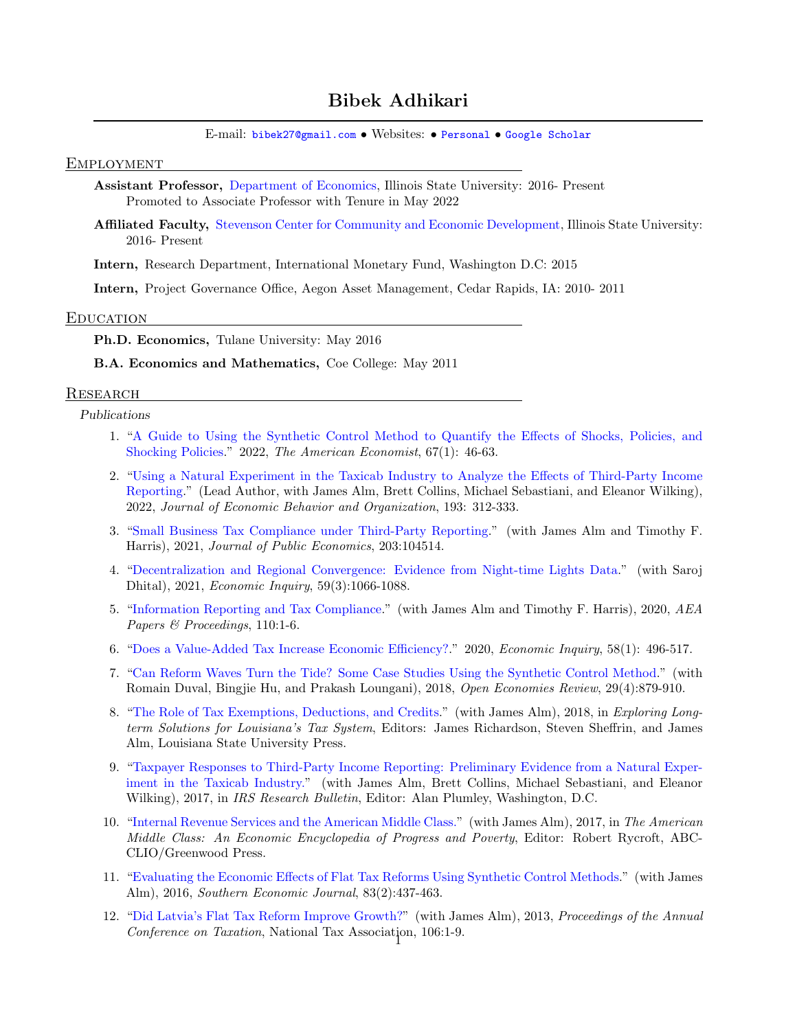# Bibek Adhikari

E-mail: bibek27@gmail.com • Websites: • Personal • Google Scholar

## Employment

**Assistant Professor,** Department of Economics, Illinois State University: 2016- Present
Promoted to Associate Professor with Tenure in May 2022

**Affiliated Faculty,** Stevenson Center for Community and Economic Development, Illinois State University: 2016- Present

**Intern,** Research Department, International Monetary Fund, Washington D.C: 2015

**Intern,** Project Governance Office, Aegon Asset Management, Cedar Rapids, IA: 2010- 2011

## Education

**Ph.D. Economics,** Tulane University: May 2016

**B.A. Economics and Mathematics,** Coe College: May 2011

## Research

*Publications*

1. "A Guide to Using the Synthetic Control Method to Quantify the Effects of Shocks, Policies, and Shocking Policies." 2022, *The American Economist*, 67(1): 46-63.
2. "Using a Natural Experiment in the Taxicab Industry to Analyze the Effects of Third-Party Income Reporting." (Lead Author, with James Alm, Brett Collins, Michael Sebastiani, and Eleanor Wilking), 2022, *Journal of Economic Behavior and Organization*, 193: 312-333.
3. "Small Business Tax Compliance under Third-Party Reporting." (with James Alm and Timothy F. Harris), 2021, *Journal of Public Economics*, 203:104514.
4. "Decentralization and Regional Convergence: Evidence from Night-time Lights Data." (with Saroj Dhital), 2021, *Economic Inquiry*, 59(3):1066-1088.
5. "Information Reporting and Tax Compliance." (with James Alm and Timothy F. Harris), 2020, *AEA Papers & Proceedings*, 110:1-6.
6. "Does a Value-Added Tax Increase Economic Efficiency?." 2020, *Economic Inquiry*, 58(1): 496-517.
7. "Can Reform Waves Turn the Tide? Some Case Studies Using the Synthetic Control Method." (with Romain Duval, Bingjie Hu, and Prakash Loungani), 2018, *Open Economies Review*, 29(4):879-910.
8. "The Role of Tax Exemptions, Deductions, and Credits." (with James Alm), 2018, in *Exploring Long-term Solutions for Louisiana's Tax System*, Editors: James Richardson, Steven Sheffrin, and James Alm, Louisiana State University Press.
9. "Taxpayer Responses to Third-Party Income Reporting: Preliminary Evidence from a Natural Experiment in the Taxicab Industry." (with James Alm, Brett Collins, Michael Sebastiani, and Eleanor Wilking), 2017, in *IRS Research Bulletin*, Editor: Alan Plumley, Washington, D.C.
10. "Internal Revenue Services and the American Middle Class." (with James Alm), 2017, in *The American Middle Class: An Economic Encyclopedia of Progress and Poverty*, Editor: Robert Rycroft, ABC-CLIO/Greenwood Press.
11. "Evaluating the Economic Effects of Flat Tax Reforms Using Synthetic Control Methods." (with James Alm), 2016, *Southern Economic Journal*, 83(2):437-463.
12. "Did Latvia's Flat Tax Reform Improve Growth?" (with James Alm), 2013, *Proceedings of the Annual Conference on Taxation*, National Tax Association, 106:1-9.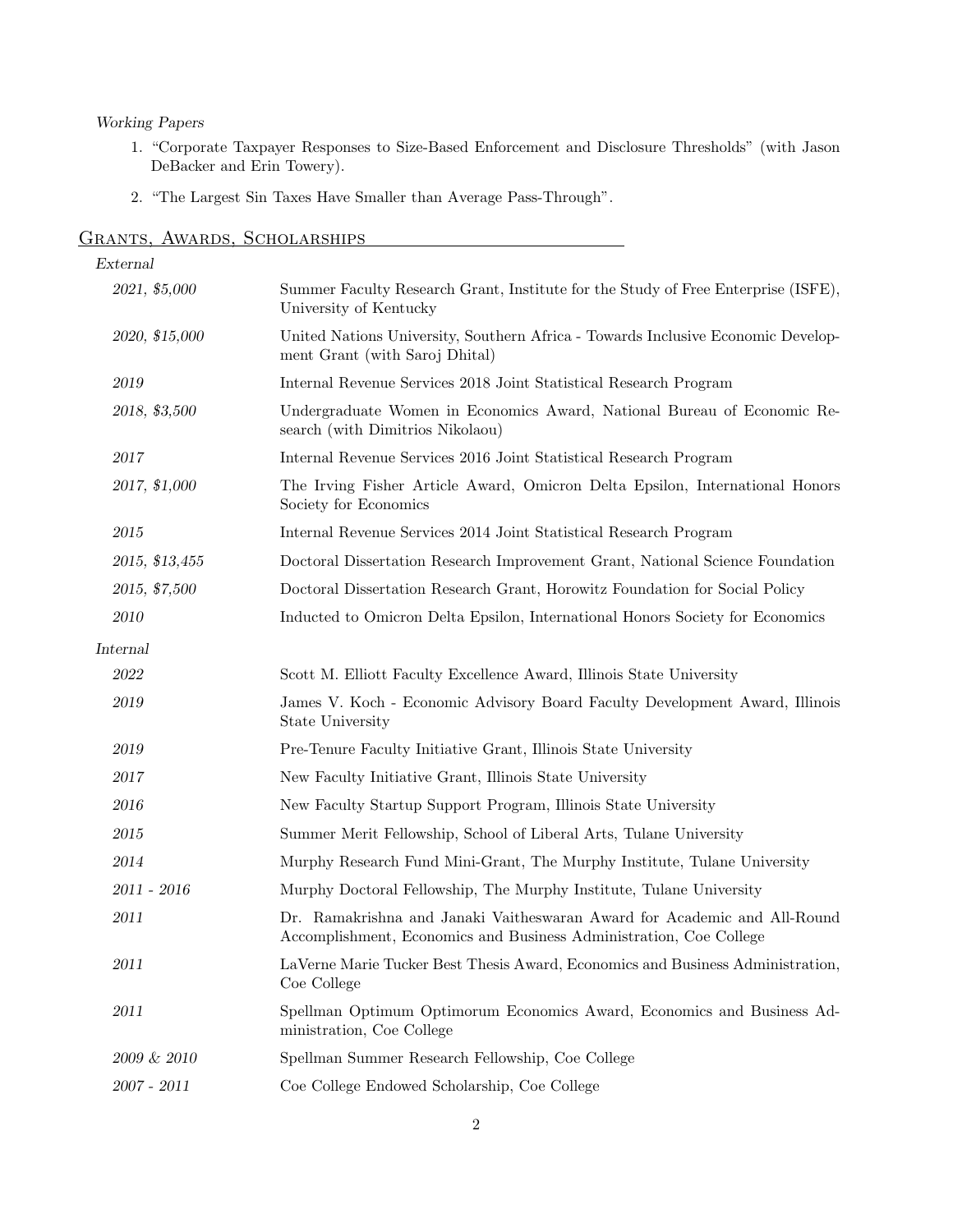*Working Papers*

1. "Corporate Taxpayer Responses to Size-Based Enforcement and Disclosure Thresholds" (with Jason DeBacker and Erin Towery).
2. "The Largest Sin Taxes Have Smaller than Average Pass-Through".

## Grants, Awards, Scholarships

*External*

| | |
|---|---|
| *2021, $5,000* | Summer Faculty Research Grant, Institute for the Study of Free Enterprise (ISFE), University of Kentucky |
| *2020, $15,000* | United Nations University, Southern Africa - Towards Inclusive Economic Development Grant (with Saroj Dhital) |
| *2019* | Internal Revenue Services 2018 Joint Statistical Research Program |
| *2018, $3,500* | Undergraduate Women in Economics Award, National Bureau of Economic Research (with Dimitrios Nikolaou) |
| *2017* | Internal Revenue Services 2016 Joint Statistical Research Program |
| *2017, $1,000* | The Irving Fisher Article Award, Omicron Delta Epsilon, International Honors Society for Economics |
| *2015* | Internal Revenue Services 2014 Joint Statistical Research Program |
| *2015, $13,455* | Doctoral Dissertation Research Improvement Grant, National Science Foundation |
| *2015, $7,500* | Doctoral Dissertation Research Grant, Horowitz Foundation for Social Policy |
| *2010* | Inducted to Omicron Delta Epsilon, International Honors Society for Economics |

*Internal*

| | |
|---|---|
| *2022* | Scott M. Elliott Faculty Excellence Award, Illinois State University |
| *2019* | James V. Koch - Economic Advisory Board Faculty Development Award, Illinois State University |
| *2019* | Pre-Tenure Faculty Initiative Grant, Illinois State University |
| *2017* | New Faculty Initiative Grant, Illinois State University |
| *2016* | New Faculty Startup Support Program, Illinois State University |
| *2015* | Summer Merit Fellowship, School of Liberal Arts, Tulane University |
| *2014* | Murphy Research Fund Mini-Grant, The Murphy Institute, Tulane University |
| *2011 - 2016* | Murphy Doctoral Fellowship, The Murphy Institute, Tulane University |
| *2011* | Dr. Ramakrishna and Janaki Vaitheswaran Award for Academic and All-Round Accomplishment, Economics and Business Administration, Coe College |
| *2011* | LaVerne Marie Tucker Best Thesis Award, Economics and Business Administration, Coe College |
| *2011* | Spellman Optimum Optimorum Economics Award, Economics and Business Administration, Coe College |
| *2009 & 2010* | Spellman Summer Research Fellowship, Coe College |
| *2007 - 2011* | Coe College Endowed Scholarship, Coe College |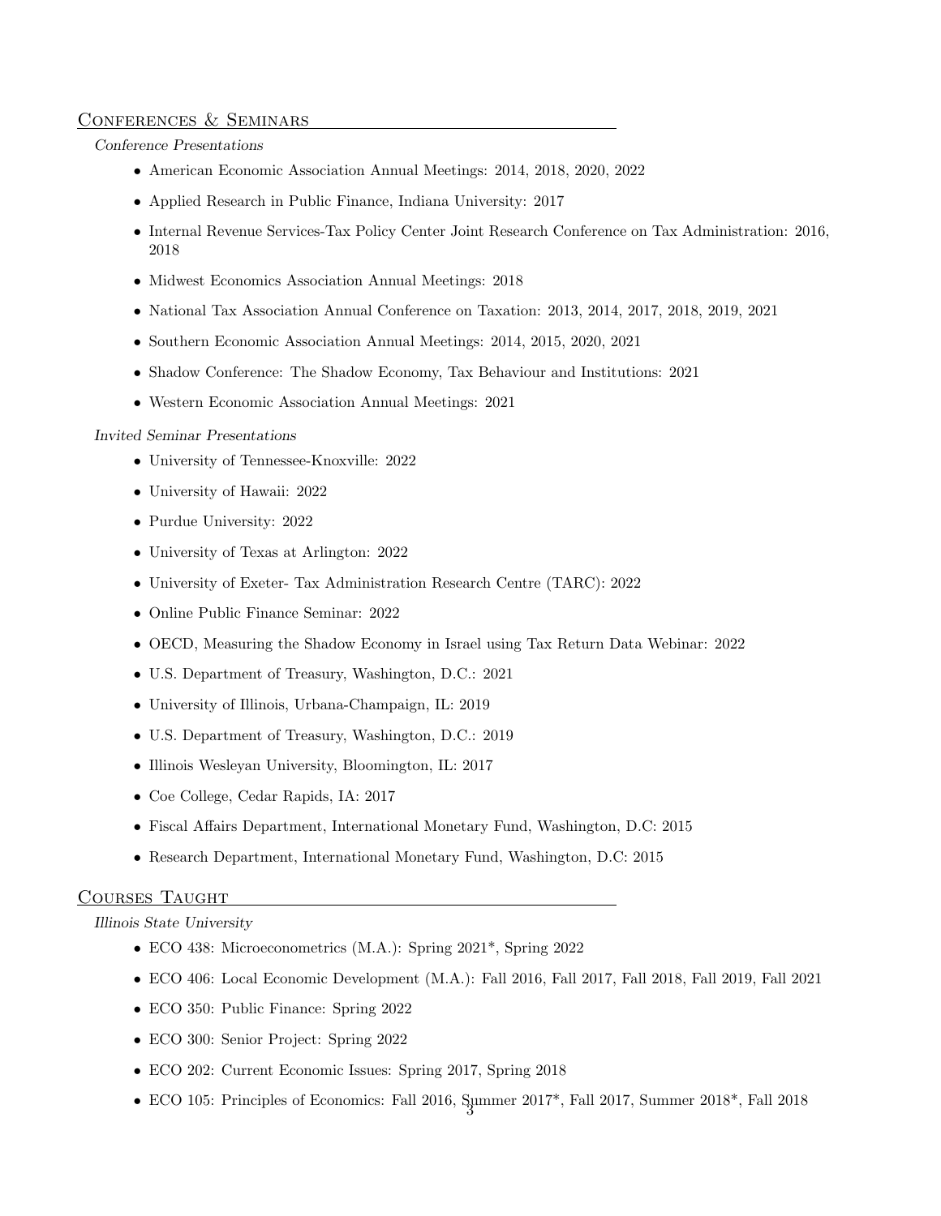## Conferences & Seminars

*Conference Presentations*

- American Economic Association Annual Meetings: 2014, 2018, 2020, 2022
- Applied Research in Public Finance, Indiana University: 2017
- Internal Revenue Services-Tax Policy Center Joint Research Conference on Tax Administration: 2016, 2018
- Midwest Economics Association Annual Meetings: 2018
- National Tax Association Annual Conference on Taxation: 2013, 2014, 2017, 2018, 2019, 2021
- Southern Economic Association Annual Meetings: 2014, 2015, 2020, 2021
- Shadow Conference: The Shadow Economy, Tax Behaviour and Institutions: 2021
- Western Economic Association Annual Meetings: 2021

*Invited Seminar Presentations*

- University of Tennessee-Knoxville: 2022
- University of Hawaii: 2022
- Purdue University: 2022
- University of Texas at Arlington: 2022
- University of Exeter- Tax Administration Research Centre (TARC): 2022
- Online Public Finance Seminar: 2022
- OECD, Measuring the Shadow Economy in Israel using Tax Return Data Webinar: 2022
- U.S. Department of Treasury, Washington, D.C.: 2021
- University of Illinois, Urbana-Champaign, IL: 2019
- U.S. Department of Treasury, Washington, D.C.: 2019
- Illinois Wesleyan University, Bloomington, IL: 2017
- Coe College, Cedar Rapids, IA: 2017
- Fiscal Affairs Department, International Monetary Fund, Washington, D.C: 2015
- Research Department, International Monetary Fund, Washington, D.C: 2015

## Courses Taught

*Illinois State University*

- ECO 438: Microeconometrics (M.A.): Spring 2021*, Spring 2022
- ECO 406: Local Economic Development (M.A.): Fall 2016, Fall 2017, Fall 2018, Fall 2019, Fall 2021
- ECO 350: Public Finance: Spring 2022
- ECO 300: Senior Project: Spring 2022
- ECO 202: Current Economic Issues: Spring 2017, Spring 2018
- ECO 105: Principles of Economics: Fall 2016, Summer 2017*, Fall 2017, Summer 2018*, Fall 2018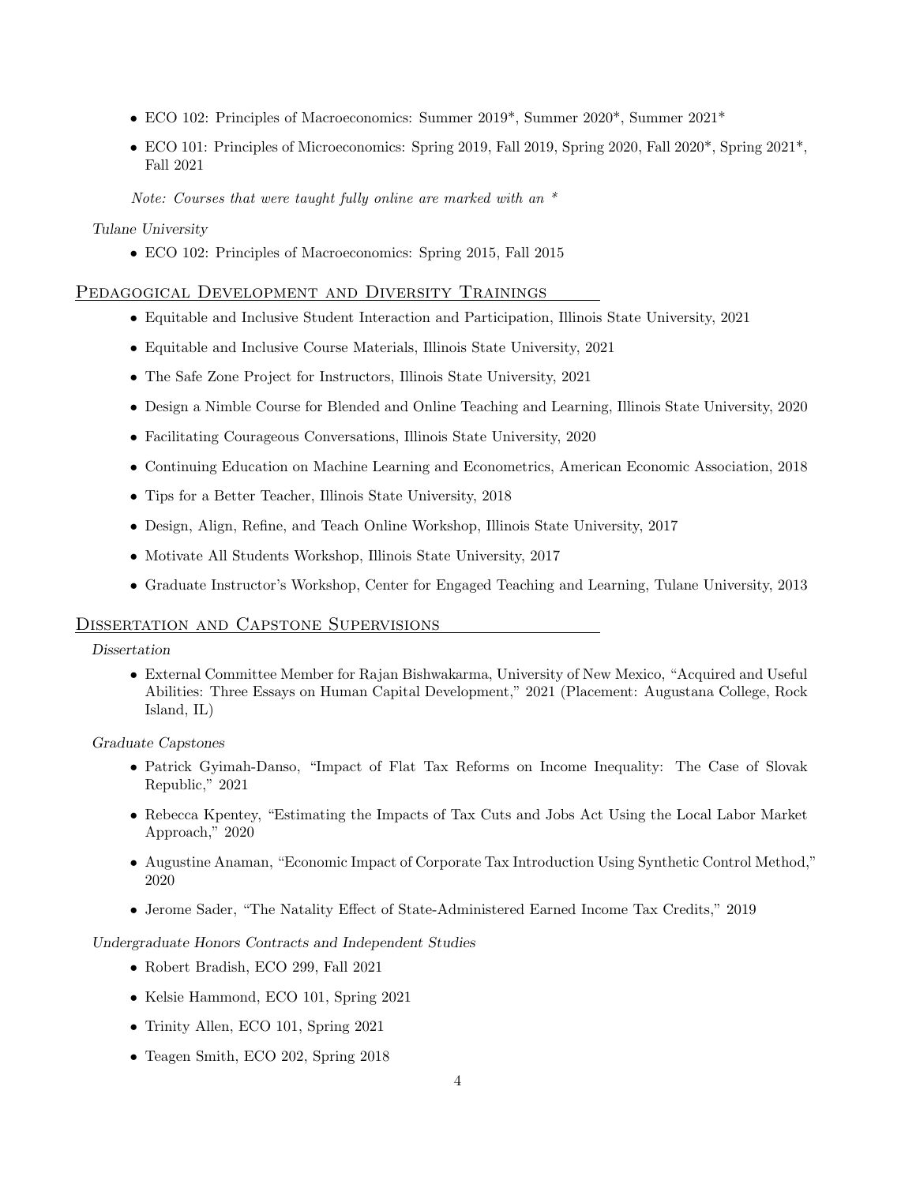- ECO 102: Principles of Macroeconomics: Summer 2019*, Summer 2020*, Summer 2021*
- ECO 101: Principles of Microeconomics: Spring 2019, Fall 2019, Spring 2020, Fall 2020*, Spring 2021*, Fall 2021

*Note: Courses that were taught fully online are marked with an **

*Tulane University*

- ECO 102: Principles of Macroeconomics: Spring 2015, Fall 2015

## Pedagogical Development and Diversity Trainings

- Equitable and Inclusive Student Interaction and Participation, Illinois State University, 2021
- Equitable and Inclusive Course Materials, Illinois State University, 2021
- The Safe Zone Project for Instructors, Illinois State University, 2021
- Design a Nimble Course for Blended and Online Teaching and Learning, Illinois State University, 2020
- Facilitating Courageous Conversations, Illinois State University, 2020
- Continuing Education on Machine Learning and Econometrics, American Economic Association, 2018
- Tips for a Better Teacher, Illinois State University, 2018
- Design, Align, Refine, and Teach Online Workshop, Illinois State University, 2017
- Motivate All Students Workshop, Illinois State University, 2017
- Graduate Instructor's Workshop, Center for Engaged Teaching and Learning, Tulane University, 2013

## Dissertation and Capstone Supervisions

*Dissertation*

- External Committee Member for Rajan Bishwakarma, University of New Mexico, "Acquired and Useful Abilities: Three Essays on Human Capital Development," 2021 (Placement: Augustana College, Rock Island, IL)

*Graduate Capstones*

- Patrick Gyimah-Danso, "Impact of Flat Tax Reforms on Income Inequality: The Case of Slovak Republic," 2021
- Rebecca Kpentey, "Estimating the Impacts of Tax Cuts and Jobs Act Using the Local Labor Market Approach," 2020
- Augustine Anaman, "Economic Impact of Corporate Tax Introduction Using Synthetic Control Method," 2020
- Jerome Sader, "The Natality Effect of State-Administered Earned Income Tax Credits," 2019

*Undergraduate Honors Contracts and Independent Studies*

- Robert Bradish, ECO 299, Fall 2021
- Kelsie Hammond, ECO 101, Spring 2021
- Trinity Allen, ECO 101, Spring 2021
- Teagen Smith, ECO 202, Spring 2018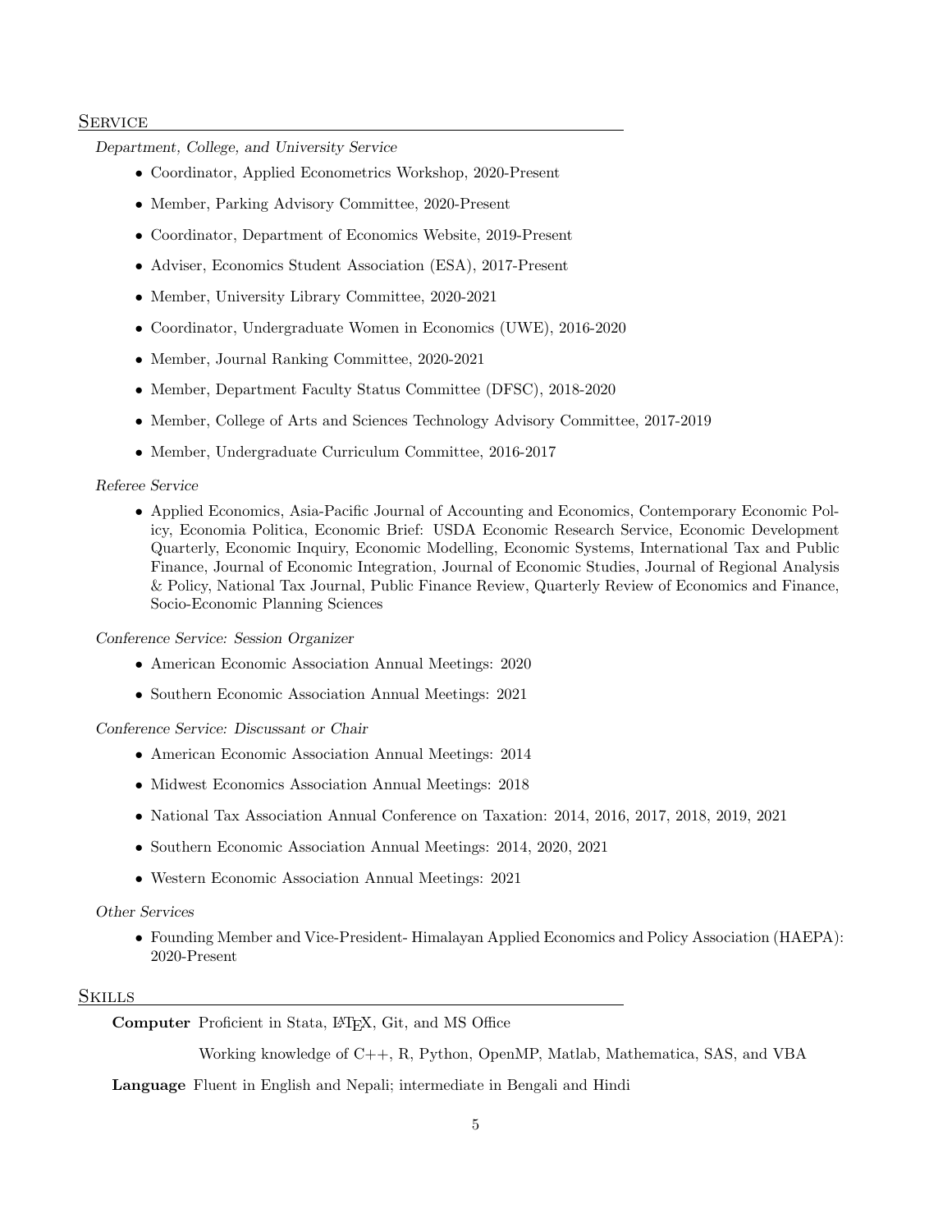## Service

*Department, College, and University Service*

- Coordinator, Applied Econometrics Workshop, 2020-Present
- Member, Parking Advisory Committee, 2020-Present
- Coordinator, Department of Economics Website, 2019-Present
- Adviser, Economics Student Association (ESA), 2017-Present
- Member, University Library Committee, 2020-2021
- Coordinator, Undergraduate Women in Economics (UWE), 2016-2020
- Member, Journal Ranking Committee, 2020-2021
- Member, Department Faculty Status Committee (DFSC), 2018-2020
- Member, College of Arts and Sciences Technology Advisory Committee, 2017-2019
- Member, Undergraduate Curriculum Committee, 2016-2017

*Referee Service*

- Applied Economics, Asia-Pacific Journal of Accounting and Economics, Contemporary Economic Policy, Economia Politica, Economic Brief: USDA Economic Research Service, Economic Development Quarterly, Economic Inquiry, Economic Modelling, Economic Systems, International Tax and Public Finance, Journal of Economic Integration, Journal of Economic Studies, Journal of Regional Analysis & Policy, National Tax Journal, Public Finance Review, Quarterly Review of Economics and Finance, Socio-Economic Planning Sciences

*Conference Service: Session Organizer*

- American Economic Association Annual Meetings: 2020
- Southern Economic Association Annual Meetings: 2021

*Conference Service: Discussant or Chair*

- American Economic Association Annual Meetings: 2014
- Midwest Economics Association Annual Meetings: 2018
- National Tax Association Annual Conference on Taxation: 2014, 2016, 2017, 2018, 2019, 2021
- Southern Economic Association Annual Meetings: 2014, 2020, 2021
- Western Economic Association Annual Meetings: 2021

*Other Services*

- Founding Member and Vice-President- Himalayan Applied Economics and Policy Association (HAEPA): 2020-Present

## Skills

**Computer** Proficient in Stata, LaTeX, Git, and MS Office

Working knowledge of C++, R, Python, OpenMP, Matlab, Mathematica, SAS, and VBA

**Language** Fluent in English and Nepali; intermediate in Bengali and Hindi